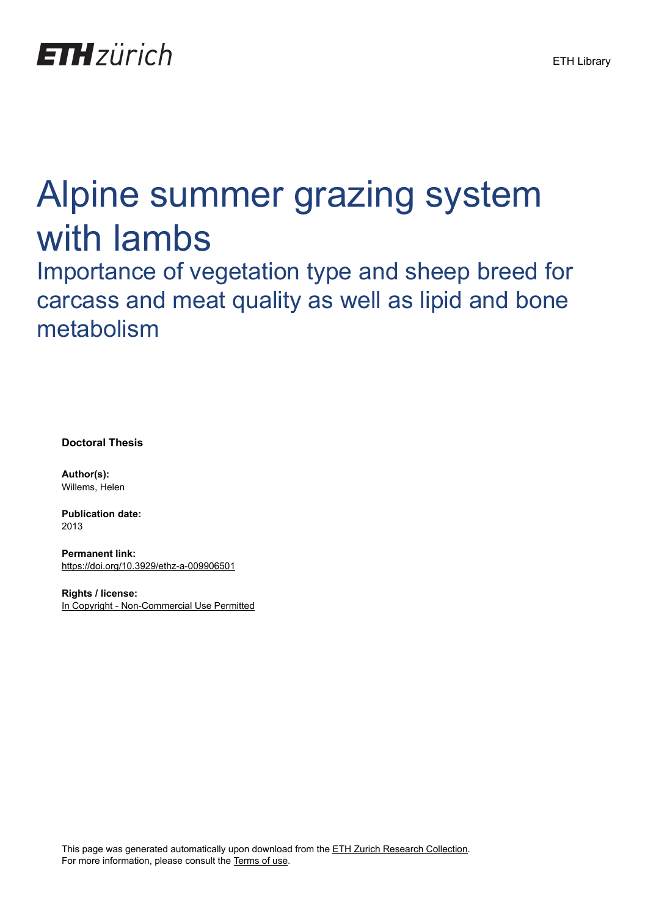ETH zürich

ETH Library

# Alpine summer grazing system with lambs

## Importance of vegetation type and sheep breed for carcass and meat quality as well as lipid and bone metabolism

**Doctoral Thesis**

**Author(s):**
Willems, Helen

**Publication date:**
2013

**Permanent link:**
https://doi.org/10.3929/ethz-a-009906501

**Rights / license:**
In Copyright - Non-Commercial Use Permitted

This page was generated automatically upon download from the ETH Zurich Research Collection.
For more information, please consult the Terms of use.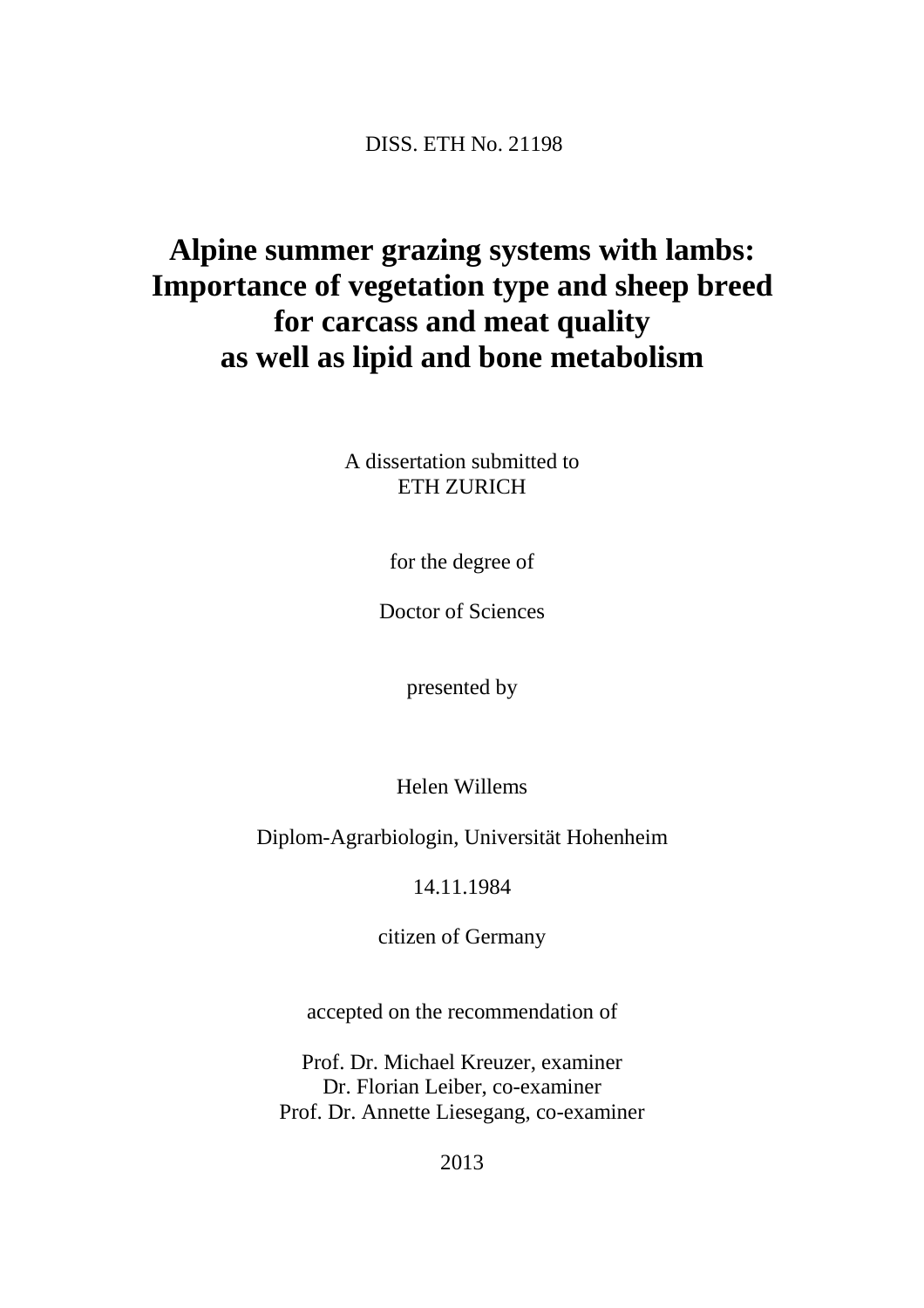DISS. ETH No. 21198

# Alpine summer grazing systems with lambs: Importance of vegetation type and sheep breed for carcass and meat quality as well as lipid and bone metabolism

A dissertation submitted to
ETH ZURICH

for the degree of

Doctor of Sciences

presented by

Helen Willems

Diplom-Agrarbiologin, Universität Hohenheim

14.11.1984

citizen of Germany

accepted on the recommendation of

Prof. Dr. Michael Kreuzer, examiner
Dr. Florian Leiber, co-examiner
Prof. Dr. Annette Liesegang, co-examiner

2013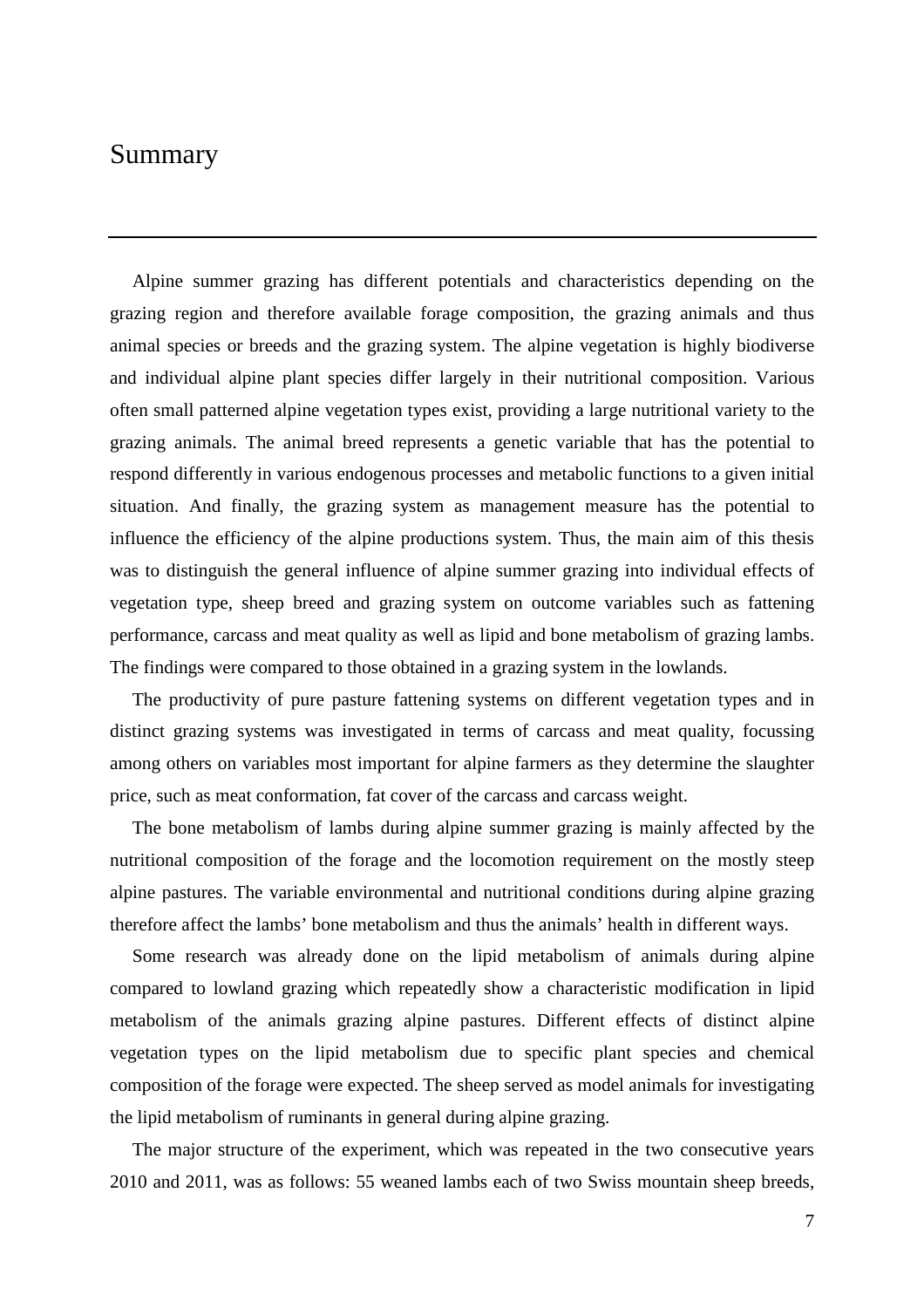# Summary

Alpine summer grazing has different potentials and characteristics depending on the grazing region and therefore available forage composition, the grazing animals and thus animal species or breeds and the grazing system. The alpine vegetation is highly biodiverse and individual alpine plant species differ largely in their nutritional composition. Various often small patterned alpine vegetation types exist, providing a large nutritional variety to the grazing animals. The animal breed represents a genetic variable that has the potential to respond differently in various endogenous processes and metabolic functions to a given initial situation. And finally, the grazing system as management measure has the potential to influence the efficiency of the alpine productions system. Thus, the main aim of this thesis was to distinguish the general influence of alpine summer grazing into individual effects of vegetation type, sheep breed and grazing system on outcome variables such as fattening performance, carcass and meat quality as well as lipid and bone metabolism of grazing lambs. The findings were compared to those obtained in a grazing system in the lowlands.

The productivity of pure pasture fattening systems on different vegetation types and in distinct grazing systems was investigated in terms of carcass and meat quality, focussing among others on variables most important for alpine farmers as they determine the slaughter price, such as meat conformation, fat cover of the carcass and carcass weight.

The bone metabolism of lambs during alpine summer grazing is mainly affected by the nutritional composition of the forage and the locomotion requirement on the mostly steep alpine pastures. The variable environmental and nutritional conditions during alpine grazing therefore affect the lambs' bone metabolism and thus the animals' health in different ways.

Some research was already done on the lipid metabolism of animals during alpine compared to lowland grazing which repeatedly show a characteristic modification in lipid metabolism of the animals grazing alpine pastures. Different effects of distinct alpine vegetation types on the lipid metabolism due to specific plant species and chemical composition of the forage were expected. The sheep served as model animals for investigating the lipid metabolism of ruminants in general during alpine grazing.

The major structure of the experiment, which was repeated in the two consecutive years 2010 and 2011, was as follows: 55 weaned lambs each of two Swiss mountain sheep breeds,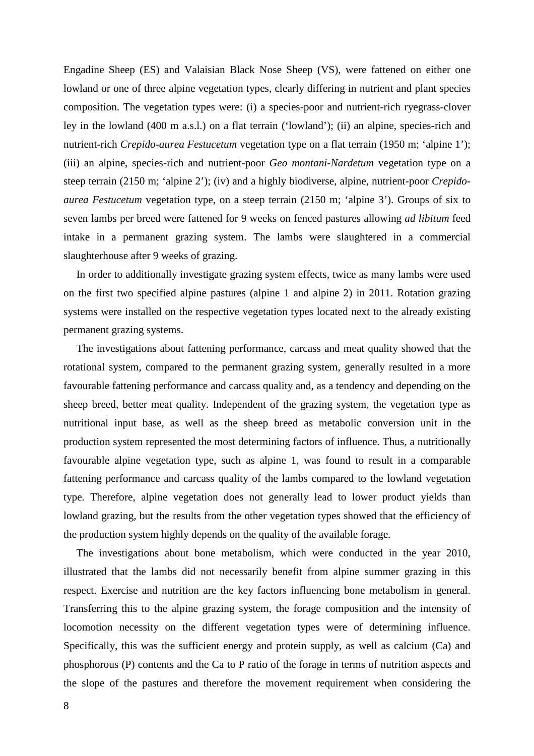Engadine Sheep (ES) and Valaisian Black Nose Sheep (VS), were fattened on either one lowland or one of three alpine vegetation types, clearly differing in nutrient and plant species composition. The vegetation types were: (i) a species-poor and nutrient-rich ryegrass-clover ley in the lowland (400 m a.s.l.) on a flat terrain ('lowland'); (ii) an alpine, species-rich and nutrient-rich *Crepido-aurea Festucetum* vegetation type on a flat terrain (1950 m; 'alpine 1'); (iii) an alpine, species-rich and nutrient-poor *Geo montani-Nardetum* vegetation type on a steep terrain (2150 m; 'alpine 2'); (iv) and a highly biodiverse, alpine, nutrient-poor *Crepido-aurea Festucetum* vegetation type, on a steep terrain (2150 m; 'alpine 3'). Groups of six to seven lambs per breed were fattened for 9 weeks on fenced pastures allowing *ad libitum* feed intake in a permanent grazing system. The lambs were slaughtered in a commercial slaughterhouse after 9 weeks of grazing.

In order to additionally investigate grazing system effects, twice as many lambs were used on the first two specified alpine pastures (alpine 1 and alpine 2) in 2011. Rotation grazing systems were installed on the respective vegetation types located next to the already existing permanent grazing systems.

The investigations about fattening performance, carcass and meat quality showed that the rotational system, compared to the permanent grazing system, generally resulted in a more favourable fattening performance and carcass quality and, as a tendency and depending on the sheep breed, better meat quality. Independent of the grazing system, the vegetation type as nutritional input base, as well as the sheep breed as metabolic conversion unit in the production system represented the most determining factors of influence. Thus, a nutritionally favourable alpine vegetation type, such as alpine 1, was found to result in a comparable fattening performance and carcass quality of the lambs compared to the lowland vegetation type. Therefore, alpine vegetation does not generally lead to lower product yields than lowland grazing, but the results from the other vegetation types showed that the efficiency of the production system highly depends on the quality of the available forage.

The investigations about bone metabolism, which were conducted in the year 2010, illustrated that the lambs did not necessarily benefit from alpine summer grazing in this respect. Exercise and nutrition are the key factors influencing bone metabolism in general. Transferring this to the alpine grazing system, the forage composition and the intensity of locomotion necessity on the different vegetation types were of determining influence. Specifically, this was the sufficient energy and protein supply, as well as calcium (Ca) and phosphorous (P) contents and the Ca to P ratio of the forage in terms of nutrition aspects and the slope of the pastures and therefore the movement requirement when considering the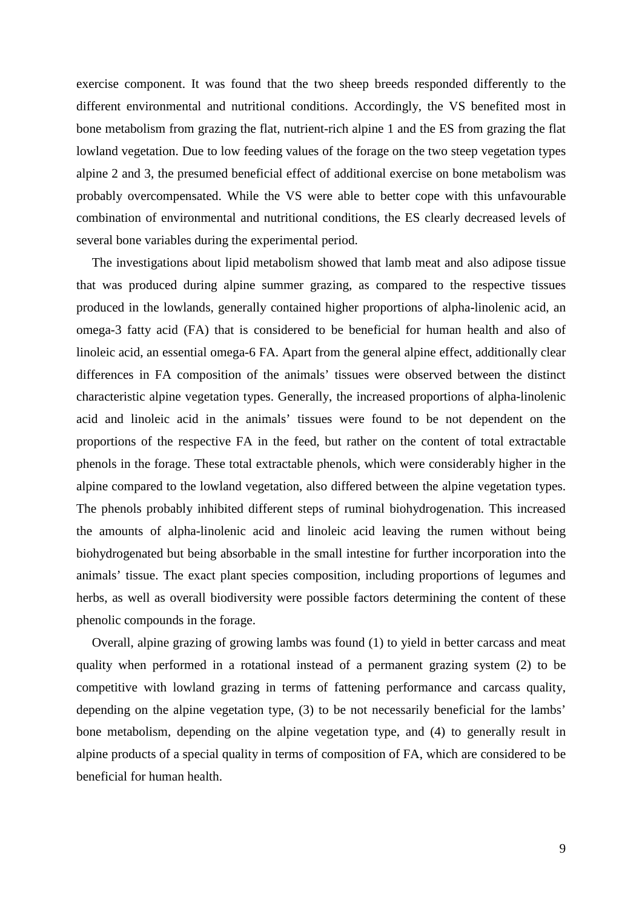exercise component. It was found that the two sheep breeds responded differently to the different environmental and nutritional conditions. Accordingly, the VS benefited most in bone metabolism from grazing the flat, nutrient-rich alpine 1 and the ES from grazing the flat lowland vegetation. Due to low feeding values of the forage on the two steep vegetation types alpine 2 and 3, the presumed beneficial effect of additional exercise on bone metabolism was probably overcompensated. While the VS were able to better cope with this unfavourable combination of environmental and nutritional conditions, the ES clearly decreased levels of several bone variables during the experimental period.

The investigations about lipid metabolism showed that lamb meat and also adipose tissue that was produced during alpine summer grazing, as compared to the respective tissues produced in the lowlands, generally contained higher proportions of alpha-linolenic acid, an omega-3 fatty acid (FA) that is considered to be beneficial for human health and also of linoleic acid, an essential omega-6 FA. Apart from the general alpine effect, additionally clear differences in FA composition of the animals' tissues were observed between the distinct characteristic alpine vegetation types. Generally, the increased proportions of alpha-linolenic acid and linoleic acid in the animals' tissues were found to be not dependent on the proportions of the respective FA in the feed, but rather on the content of total extractable phenols in the forage. These total extractable phenols, which were considerably higher in the alpine compared to the lowland vegetation, also differed between the alpine vegetation types. The phenols probably inhibited different steps of ruminal biohydrogenation. This increased the amounts of alpha-linolenic acid and linoleic acid leaving the rumen without being biohydrogenated but being absorbable in the small intestine for further incorporation into the animals' tissue. The exact plant species composition, including proportions of legumes and herbs, as well as overall biodiversity were possible factors determining the content of these phenolic compounds in the forage.

Overall, alpine grazing of growing lambs was found (1) to yield in better carcass and meat quality when performed in a rotational instead of a permanent grazing system (2) to be competitive with lowland grazing in terms of fattening performance and carcass quality, depending on the alpine vegetation type, (3) to be not necessarily beneficial for the lambs' bone metabolism, depending on the alpine vegetation type, and (4) to generally result in alpine products of a special quality in terms of composition of FA, which are considered to be beneficial for human health.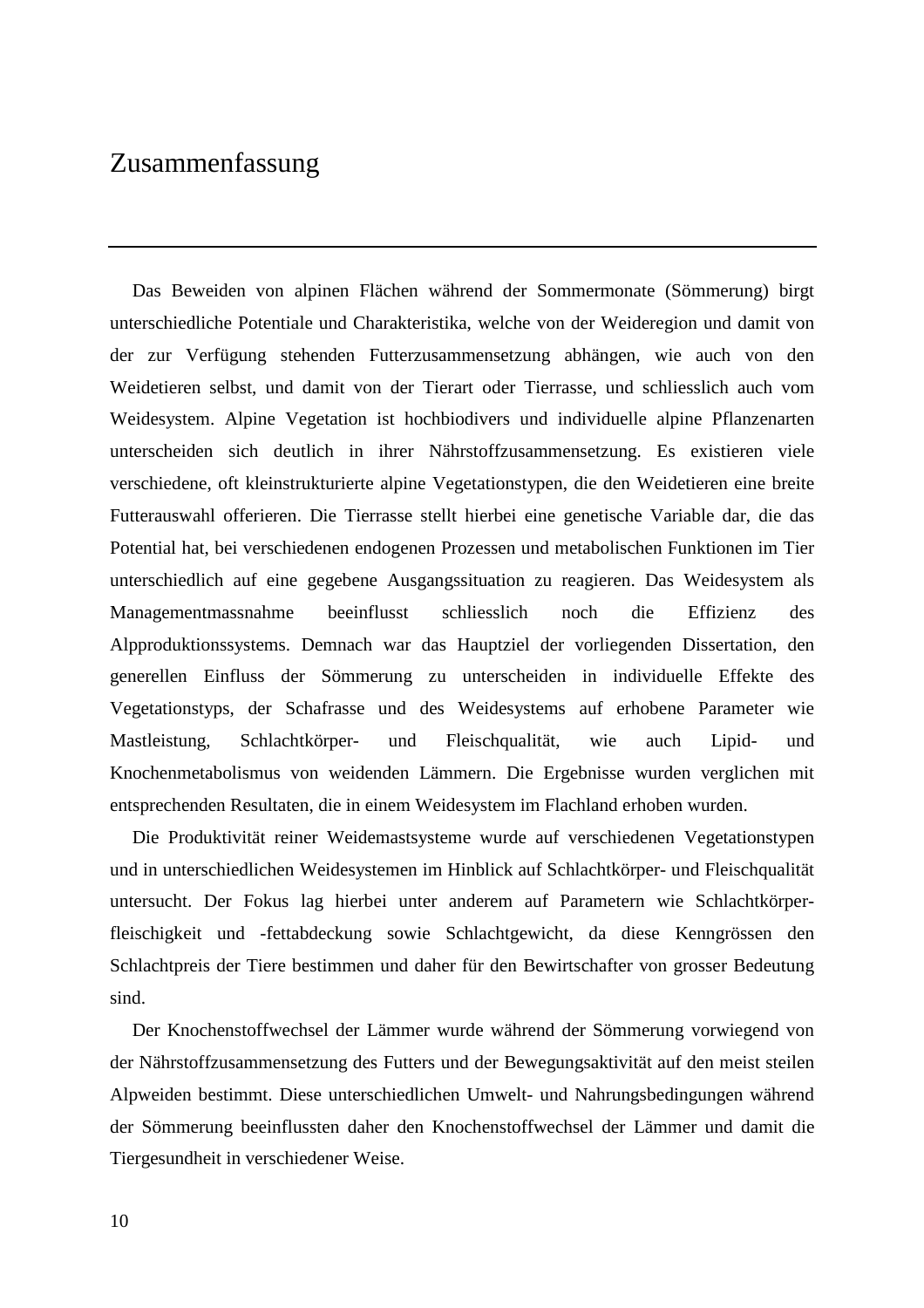# Zusammenfassung

Das Beweiden von alpinen Flächen während der Sommermonate (Sömmerung) birgt unterschiedliche Potentiale und Charakteristika, welche von der Weideregion und damit von der zur Verfügung stehenden Futterzusammensetzung abhängen, wie auch von den Weidetieren selbst, und damit von der Tierart oder Tierrasse, und schliesslich auch vom Weidesystem. Alpine Vegetation ist hochbiodivers und individuelle alpine Pflanzenarten unterscheiden sich deutlich in ihrer Nährstoffzusammensetzung. Es existieren viele verschiedene, oft kleinstrukturierte alpine Vegetationstypen, die den Weidetieren eine breite Futterauswahl offerieren. Die Tierrasse stellt hierbei eine genetische Variable dar, die das Potential hat, bei verschiedenen endogenen Prozessen und metabolischen Funktionen im Tier unterschiedlich auf eine gegebene Ausgangssituation zu reagieren. Das Weidesystem als Managementmassnahme beeinflusst schliesslich noch die Effizienz des Alpproduktionssystems. Demnach war das Hauptziel der vorliegenden Dissertation, den generellen Einfluss der Sömmerung zu unterscheiden in individuelle Effekte des Vegetationstyps, der Schafrasse und des Weidesystems auf erhobene Parameter wie Mastleistung, Schlachtkörper- und Fleischqualität, wie auch Lipid- und Knochenmetabolismus von weidenden Lämmern. Die Ergebnisse wurden verglichen mit entsprechenden Resultaten, die in einem Weidesystem im Flachland erhoben wurden.

Die Produktivität reiner Weidemastsysteme wurde auf verschiedenen Vegetationstypen und in unterschiedlichen Weidesystemen im Hinblick auf Schlachtkörper- und Fleischqualität untersucht. Der Fokus lag hierbei unter anderem auf Parametern wie Schlachtkörperfleischigkeit und -fettabdeckung sowie Schlachtgewicht, da diese Kenngrössen den Schlachtpreis der Tiere bestimmen und daher für den Bewirtschafter von grosser Bedeutung sind.

Der Knochenstoffwechsel der Lämmer wurde während der Sömmerung vorwiegend von der Nährstoffzusammensetzung des Futters und der Bewegungsaktivität auf den meist steilen Alpweiden bestimmt. Diese unterschiedlichen Umwelt- und Nahrungsbedingungen während der Sömmerung beeinflussten daher den Knochenstoffwechsel der Lämmer und damit die Tiergesundheit in verschiedener Weise.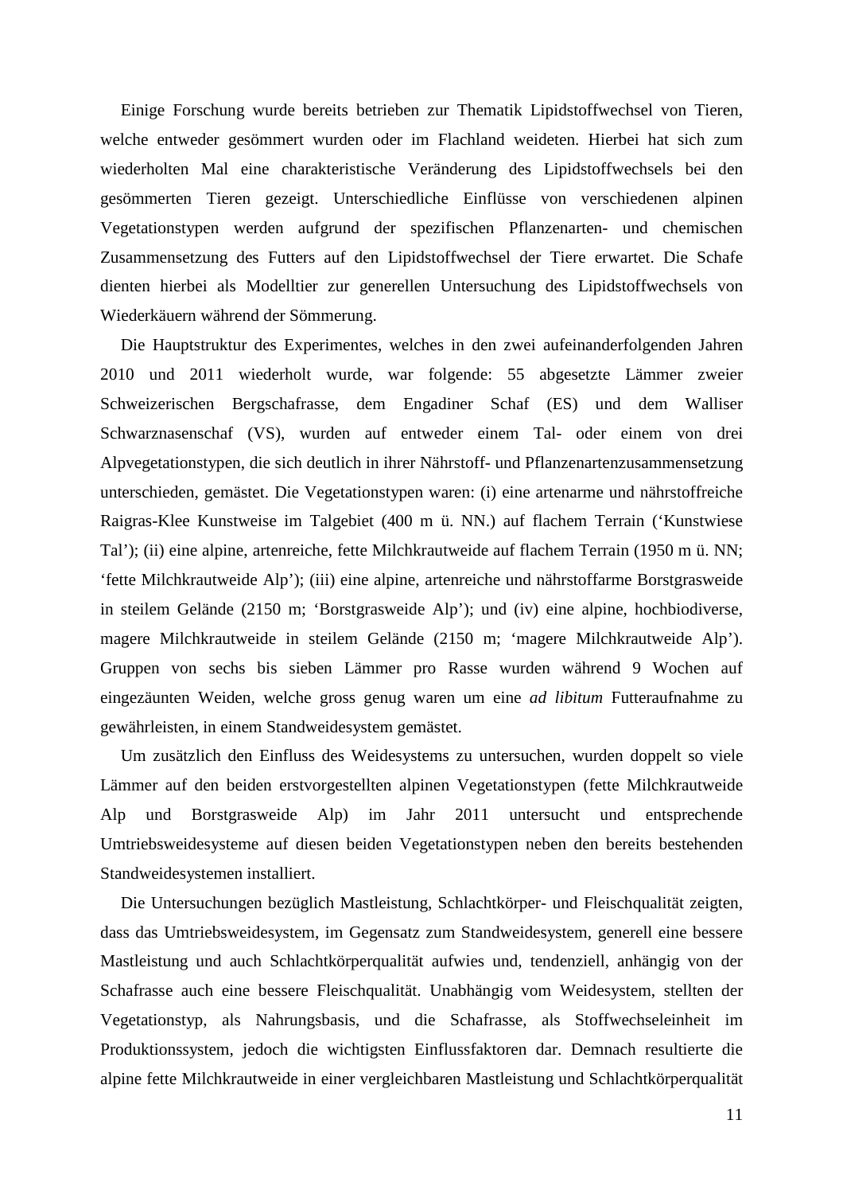Einige Forschung wurde bereits betrieben zur Thematik Lipidstoffwechsel von Tieren, welche entweder gesömmert wurden oder im Flachland weideten. Hierbei hat sich zum wiederholten Mal eine charakteristische Veränderung des Lipidstoffwechsels bei den gesömmerten Tieren gezeigt. Unterschiedliche Einflüsse von verschiedenen alpinen Vegetationstypen werden aufgrund der spezifischen Pflanzenarten- und chemischen Zusammensetzung des Futters auf den Lipidstoffwechsel der Tiere erwartet. Die Schafe dienten hierbei als Modelltier zur generellen Untersuchung des Lipidstoffwechsels von Wiederkäuern während der Sömmerung.

Die Hauptstruktur des Experimentes, welches in den zwei aufeinanderfolgenden Jahren 2010 und 2011 wiederholt wurde, war folgende: 55 abgesetzte Lämmer zweier Schweizerischen Bergschafrasse, dem Engadiner Schaf (ES) und dem Walliser Schwarznasenschaf (VS), wurden auf entweder einem Tal- oder einem von drei Alpvegetationstypen, die sich deutlich in ihrer Nährstoff- und Pflanzenartenzusammensetzung unterschieden, gemästet. Die Vegetationstypen waren: (i) eine artenarme und nährstoffreiche Raigras-Klee Kunstweise im Talgebiet (400 m ü. NN.) auf flachem Terrain (‘Kunstwiese Tal’); (ii) eine alpine, artenreiche, fette Milchkrautweide auf flachem Terrain (1950 m ü. NN; ‘fette Milchkrautweide Alp’); (iii) eine alpine, artenreiche und nährstoffarme Borstgrasweide in steilem Gelände (2150 m; ‘Borstgrasweide Alp’); und (iv) eine alpine, hochbiodiverse, magere Milchkrautweide in steilem Gelände (2150 m; ‘magere Milchkrautweide Alp’). Gruppen von sechs bis sieben Lämmer pro Rasse wurden während 9 Wochen auf eingezäunten Weiden, welche gross genug waren um eine *ad libitum* Futteraufnahme zu gewährleisten, in einem Standweidesystem gemästet.

Um zusätzlich den Einfluss des Weidesystems zu untersuchen, wurden doppelt so viele Lämmer auf den beiden erstvorgestellten alpinen Vegetationstypen (fette Milchkrautweide Alp und Borstgrasweide Alp) im Jahr 2011 untersucht und entsprechende Umtriebsweidesysteme auf diesen beiden Vegetationstypen neben den bereits bestehenden Standweidesystemen installiert.

Die Untersuchungen bezüglich Mastleistung, Schlachtkörper- und Fleischqualität zeigten, dass das Umtriebsweidesystem, im Gegensatz zum Standweidesystem, generell eine bessere Mastleistung und auch Schlachtkörperqualität aufwies und, tendenziell, anhängig von der Schafrasse auch eine bessere Fleischqualität. Unabhängig vom Weidesystem, stellten der Vegetationstyp, als Nahrungsbasis, und die Schafrasse, als Stoffwechseleinheit im Produktionssystem, jedoch die wichtigsten Einflussfaktoren dar. Demnach resultierte die alpine fette Milchkrautweide in einer vergleichbaren Mastleistung und Schlachtkörperqualität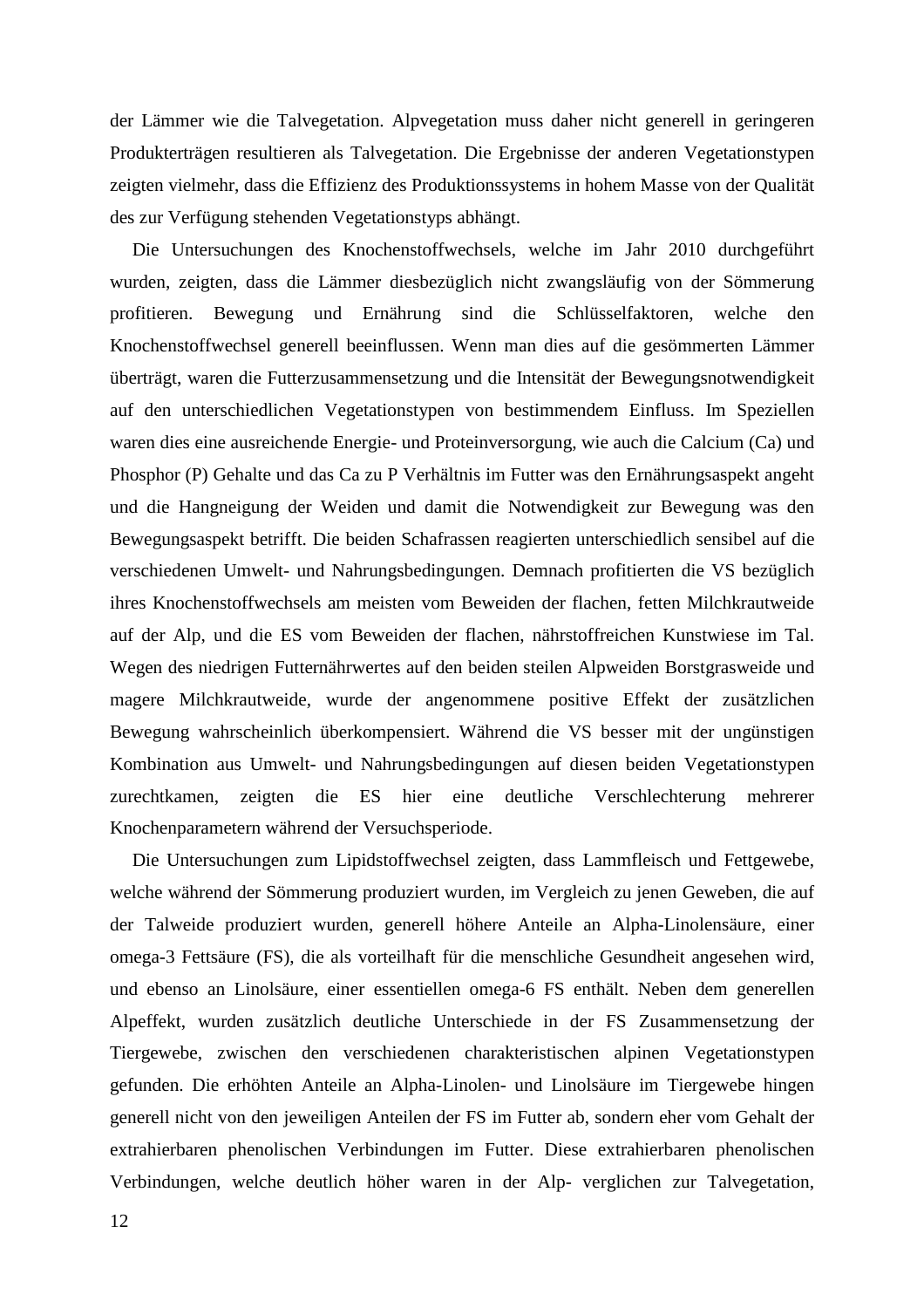der Lämmer wie die Talvegetation. Alpvegetation muss daher nicht generell in geringeren Produkterträgen resultieren als Talvegetation. Die Ergebnisse der anderen Vegetationstypen zeigten vielmehr, dass die Effizienz des Produktionssystems in hohem Masse von der Qualität des zur Verfügung stehenden Vegetationstyps abhängt.

Die Untersuchungen des Knochenstoffwechsels, welche im Jahr 2010 durchgeführt wurden, zeigten, dass die Lämmer diesbezüglich nicht zwangsläufig von der Sömmerung profitieren. Bewegung und Ernährung sind die Schlüsselfaktoren, welche den Knochenstoffwechsel generell beeinflussen. Wenn man dies auf die gesömmerten Lämmer überträgt, waren die Futterzusammensetzung und die Intensität der Bewegungsnotwendigkeit auf den unterschiedlichen Vegetationstypen von bestimmendem Einfluss. Im Speziellen waren dies eine ausreichende Energie- und Proteinversorgung, wie auch die Calcium (Ca) und Phosphor (P) Gehalte und das Ca zu P Verhältnis im Futter was den Ernährungsaspekt angeht und die Hangneigung der Weiden und damit die Notwendigkeit zur Bewegung was den Bewegungsaspekt betrifft. Die beiden Schafrassen reagierten unterschiedlich sensibel auf die verschiedenen Umwelt- und Nahrungsbedingungen. Demnach profitierten die VS bezüglich ihres Knochenstoffwechsels am meisten vom Beweiden der flachen, fetten Milchkrautweide auf der Alp, und die ES vom Beweiden der flachen, nährstoffreichen Kunstwiese im Tal. Wegen des niedrigen Futternährwertes auf den beiden steilen Alpweiden Borstgrasweide und magere Milchkrautweide, wurde der angenommene positive Effekt der zusätzlichen Bewegung wahrscheinlich überkompensiert. Während die VS besser mit der ungünstigen Kombination aus Umwelt- und Nahrungsbedingungen auf diesen beiden Vegetationstypen zurechtkamen, zeigten die ES hier eine deutliche Verschlechterung mehrerer Knochenparametern während der Versuchsperiode.

Die Untersuchungen zum Lipidstoffwechsel zeigten, dass Lammfleisch und Fettgewebe, welche während der Sömmerung produziert wurden, im Vergleich zu jenen Geweben, die auf der Talweide produziert wurden, generell höhere Anteile an Alpha-Linolensäure, einer omega-3 Fettsäure (FS), die als vorteilhaft für die menschliche Gesundheit angesehen wird, und ebenso an Linolsäure, einer essentiellen omega-6 FS enthält. Neben dem generellen Alpeffekt, wurden zusätzlich deutliche Unterschiede in der FS Zusammensetzung der Tiergewebe, zwischen den verschiedenen charakteristischen alpinen Vegetationstypen gefunden. Die erhöhten Anteile an Alpha-Linolen- und Linolsäure im Tiergewebe hingen generell nicht von den jeweiligen Anteilen der FS im Futter ab, sondern eher vom Gehalt der extrahierbaren phenolischen Verbindungen im Futter. Diese extrahierbaren phenolischen Verbindungen, welche deutlich höher waren in der Alp- verglichen zur Talvegetation,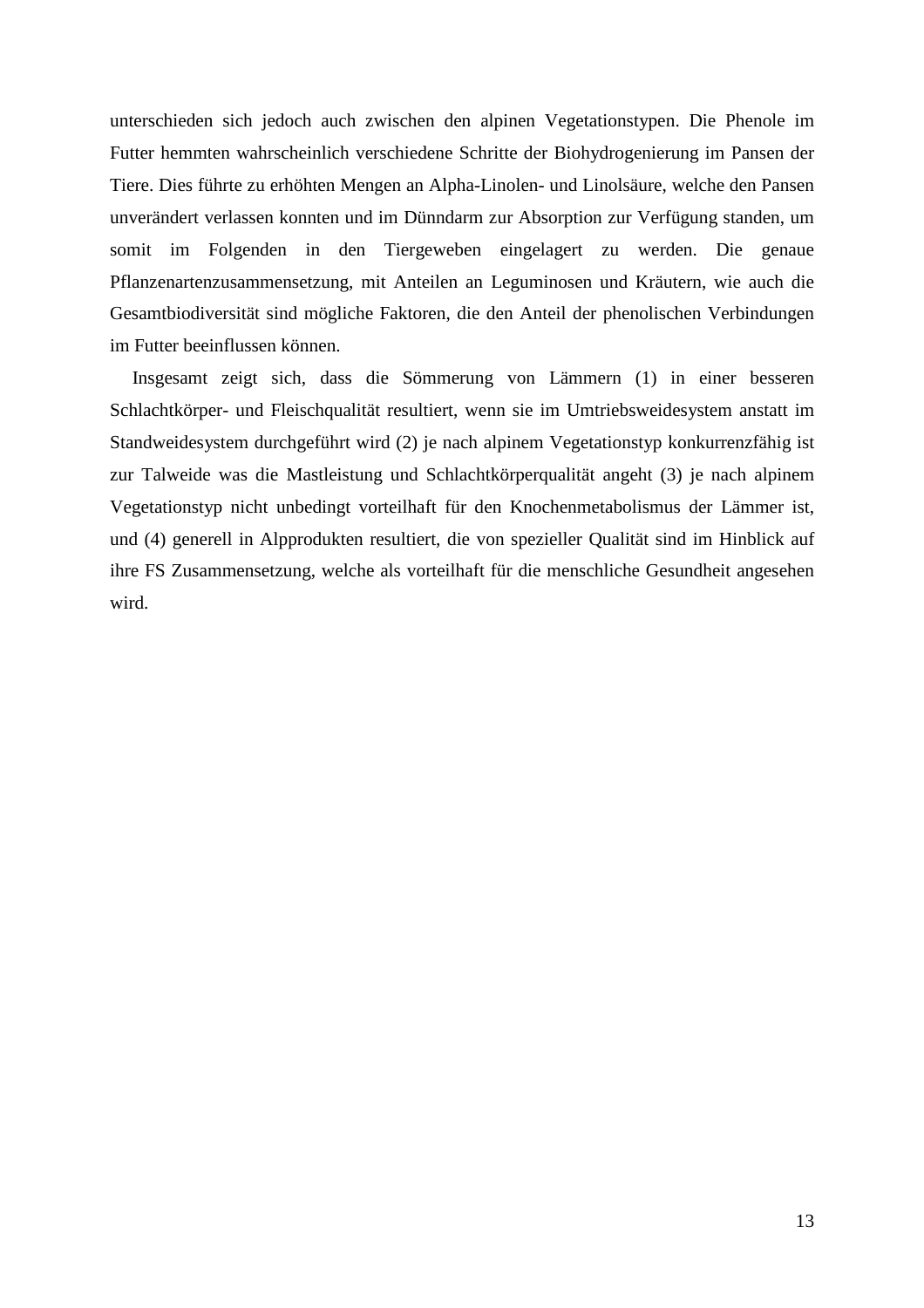unterschieden sich jedoch auch zwischen den alpinen Vegetationstypen. Die Phenole im Futter hemmten wahrscheinlich verschiedene Schritte der Biohydrogenierung im Pansen der Tiere. Dies führte zu erhöhten Mengen an Alpha-Linolen- und Linolsäure, welche den Pansen unverändert verlassen konnten und im Dünndarm zur Absorption zur Verfügung standen, um somit im Folgenden in den Tiergeweben eingelagert zu werden. Die genaue Pflanzenartenzusammensetzung, mit Anteilen an Leguminosen und Kräutern, wie auch die Gesamtbiodiversität sind mögliche Faktoren, die den Anteil der phenolischen Verbindungen im Futter beeinflussen können.

Insgesamt zeigt sich, dass die Sömmerung von Lämmern (1) in einer besseren Schlachtkörper- und Fleischqualität resultiert, wenn sie im Umtriebsweidesystem anstatt im Standweidesystem durchgeführt wird (2) je nach alpinem Vegetationstyp konkurrenzfähig ist zur Talweide was die Mastleistung und Schlachtkörperqualität angeht (3) je nach alpinem Vegetationstyp nicht unbedingt vorteilhaft für den Knochenmetabolismus der Lämmer ist, und (4) generell in Alpprodukten resultiert, die von spezieller Qualität sind im Hinblick auf ihre FS Zusammensetzung, welche als vorteilhaft für die menschliche Gesundheit angesehen wird.